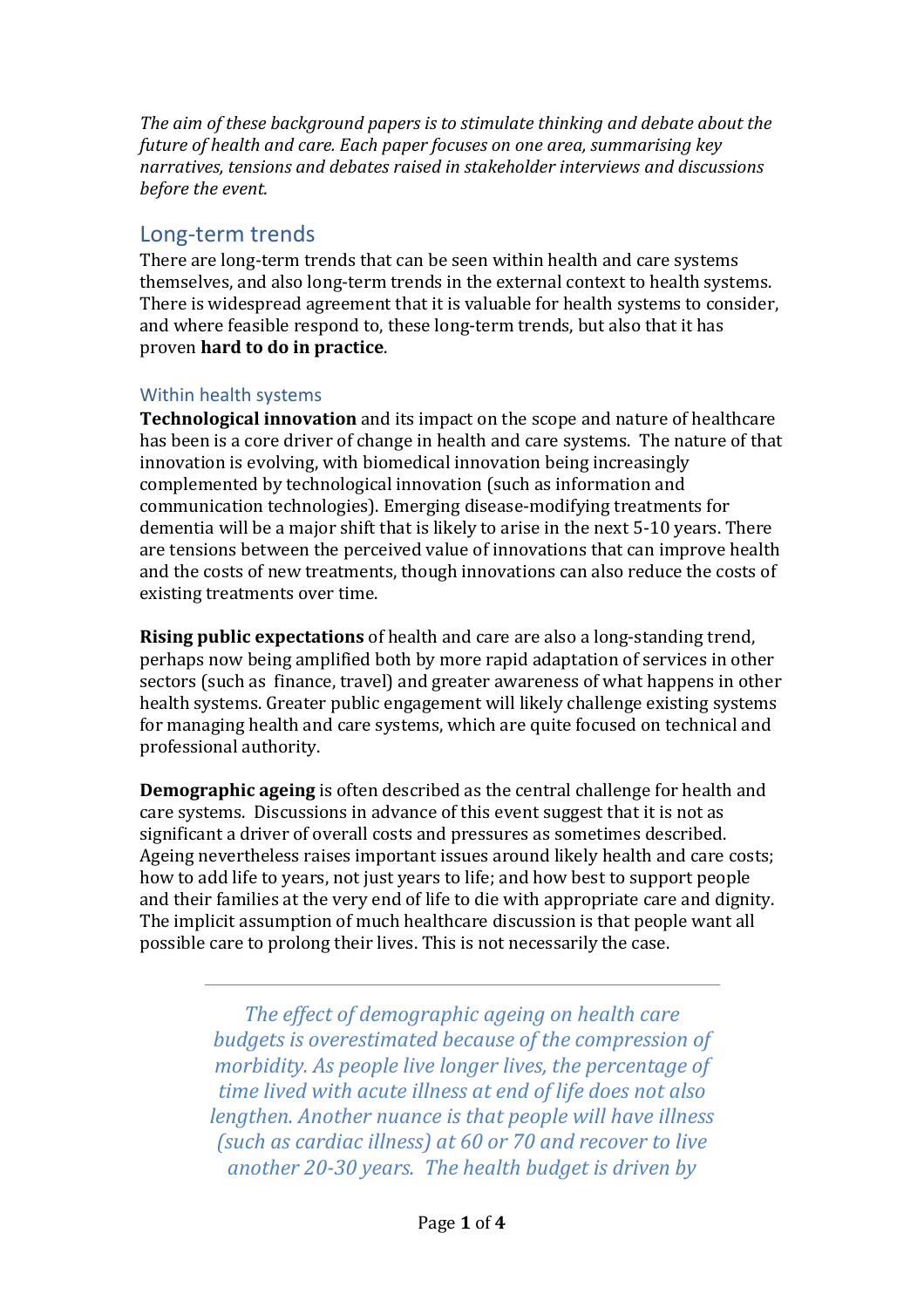*The aim of these background papers is to stimulate thinking and debate about the future of health and care. Each paper focuses on one area, summarising key narratives, tensions and debates raised in stakeholder interviews and discussions before the event.*

## Long-term trends

There are long-term trends that can be seen within health and care systems themselves, and also long-term trends in the external context to health systems. There is widespread agreement that it is valuable for health systems to consider, and where feasible respond to, these long-term trends, but also that it has proven **hard to do in practice**.

### Within health systems

**Technological innovation** and its impact on the scope and nature of healthcare has been is a core driver of change in health and care systems. The nature of that innovation is evolving, with biomedical innovation being increasingly complemented by technological innovation (such as information and communication technologies). Emerging disease-modifying treatments for dementia will be a major shift that is likely to arise in the next 5-10 years. There are tensions between the perceived value of innovations that can improve health and the costs of new treatments, though innovations can also reduce the costs of existing treatments over time.

**Rising public expectations** of health and care are also a long-standing trend, perhaps now being amplified both by more rapid adaptation of services in other sectors (such as finance, travel) and greater awareness of what happens in other health systems. Greater public engagement will likely challenge existing systems for managing health and care systems, which are quite focused on technical and professional authority.

**Demographic ageing** is often described as the central challenge for health and care systems. Discussions in advance of this event suggest that it is not as significant a driver of overall costs and pressures as sometimes described. Ageing nevertheless raises important issues around likely health and care costs; how to add life to years, not just years to life; and how best to support people and their families at the very end of life to die with appropriate care and dignity. The implicit assumption of much healthcare discussion is that people want all possible care to prolong their lives. This is not necessarily the case.

---

> *The effect of demographic ageing on health care budgets is overestimated because of the compression of morbidity. As people live longer lives, the percentage of time lived with acute illness at end of life does not also lengthen. Another nuance is that people will have illness (such as cardiac illness) at 60 or 70 and recover to live another 20-30 years. The health budget is driven by*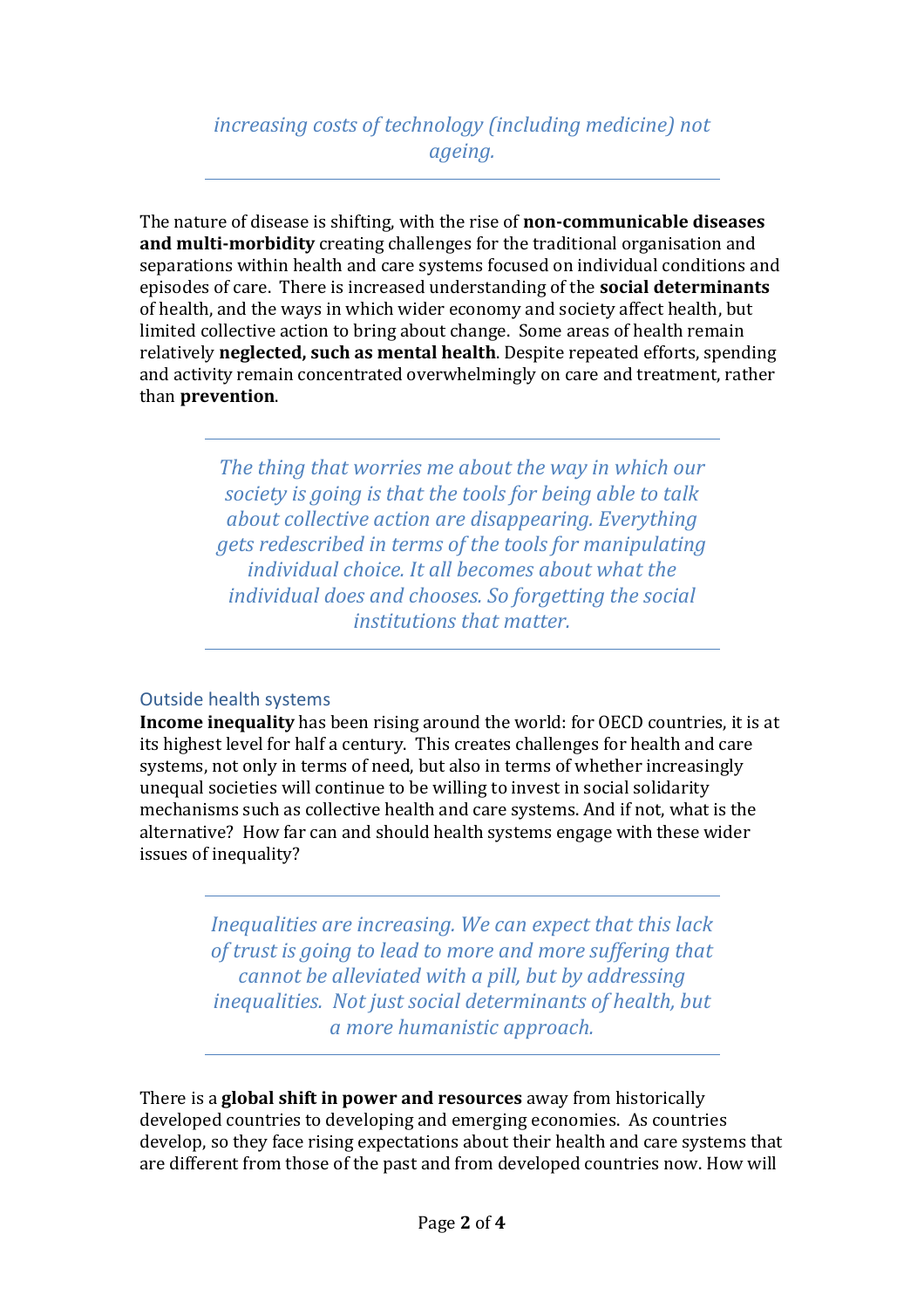*increasing costs of technology (including medicine) not ageing.*

---

The nature of disease is shifting, with the rise of **non-communicable diseases and multi-morbidity** creating challenges for the traditional organisation and separations within health and care systems focused on individual conditions and episodes of care. There is increased understanding of the **social determinants** of health, and the ways in which wider economy and society affect health, but limited collective action to bring about change. Some areas of health remain relatively **neglected, such as mental health**. Despite repeated efforts, spending and activity remain concentrated overwhelmingly on care and treatment, rather than **prevention**.

---

> *The thing that worries me about the way in which our society is going is that the tools for being able to talk about collective action are disappearing. Everything gets redescribed in terms of the tools for manipulating individual choice. It all becomes about what the individual does and chooses. So forgetting the social institutions that matter.*

---

## Outside health systems

**Income inequality** has been rising around the world: for OECD countries, it is at its highest level for half a century. This creates challenges for health and care systems, not only in terms of need, but also in terms of whether increasingly unequal societies will continue to be willing to invest in social solidarity mechanisms such as collective health and care systems. And if not, what is the alternative? How far can and should health systems engage with these wider issues of inequality?

---

> *Inequalities are increasing. We can expect that this lack of trust is going to lead to more and more suffering that cannot be alleviated with a pill, but by addressing inequalities. Not just social determinants of health, but a more humanistic approach.*

---

There is a **global shift in power and resources** away from historically developed countries to developing and emerging economies. As countries develop, so they face rising expectations about their health and care systems that are different from those of the past and from developed countries now. How will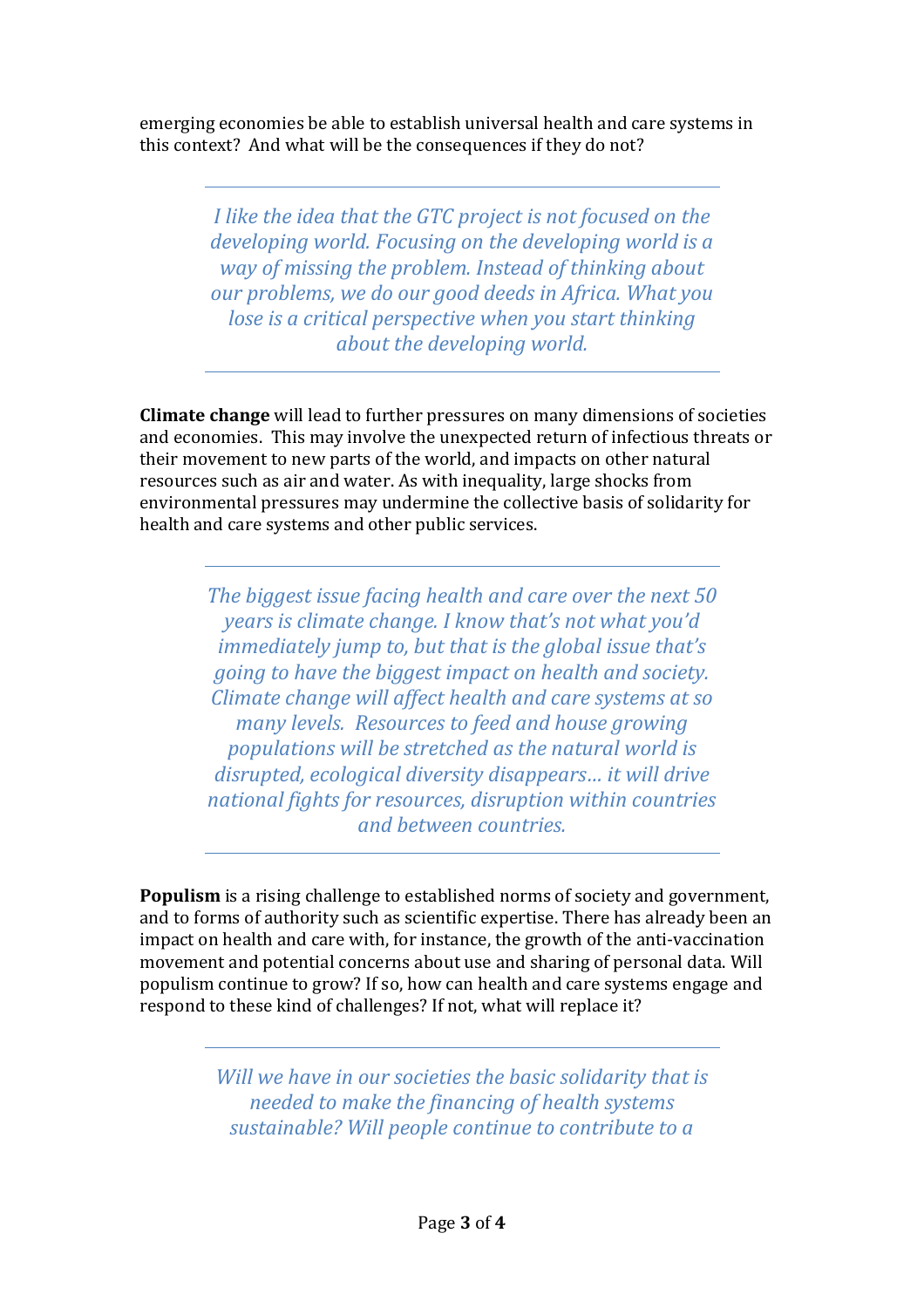emerging economies be able to establish universal health and care systems in this context? And what will be the consequences if they do not?

---

> *I like the idea that the GTC project is not focused on the developing world. Focusing on the developing world is a way of missing the problem. Instead of thinking about our problems, we do our good deeds in Africa. What you lose is a critical perspective when you start thinking about the developing world.*

---

**Climate change** will lead to further pressures on many dimensions of societies and economies. This may involve the unexpected return of infectious threats or their movement to new parts of the world, and impacts on other natural resources such as air and water. As with inequality, large shocks from environmental pressures may undermine the collective basis of solidarity for health and care systems and other public services.

---

> *The biggest issue facing health and care over the next 50 years is climate change. I know that's not what you'd immediately jump to, but that is the global issue that's going to have the biggest impact on health and society. Climate change will affect health and care systems at so many levels. Resources to feed and house growing populations will be stretched as the natural world is disrupted, ecological diversity disappears… it will drive national fights for resources, disruption within countries and between countries.*

---

**Populism** is a rising challenge to established norms of society and government, and to forms of authority such as scientific expertise. There has already been an impact on health and care with, for instance, the growth of the anti-vaccination movement and potential concerns about use and sharing of personal data. Will populism continue to grow? If so, how can health and care systems engage and respond to these kind of challenges? If not, what will replace it?

---

> *Will we have in our societies the basic solidarity that is needed to make the financing of health systems sustainable? Will people continue to contribute to a*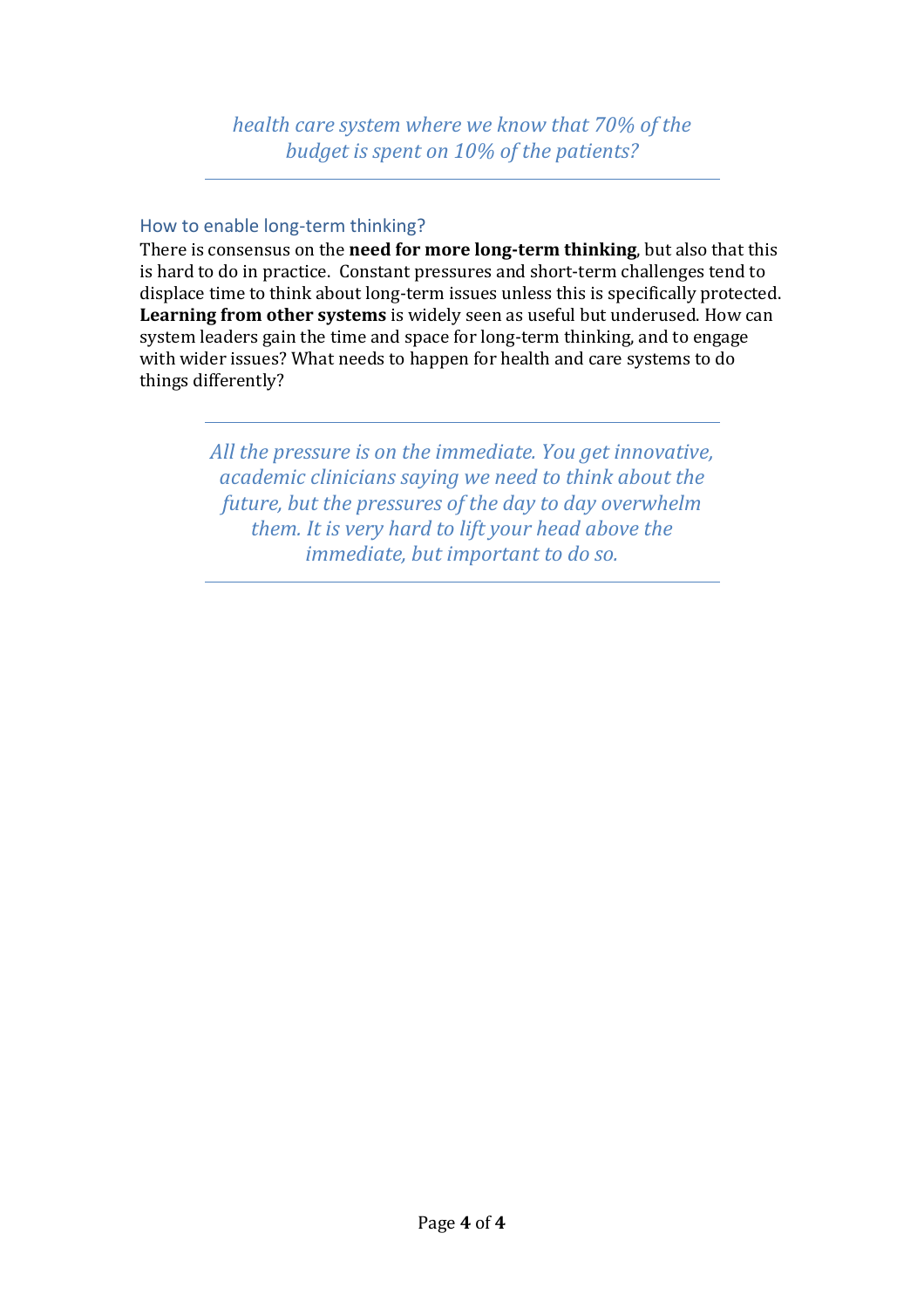*health care system where we know that 70% of the budget is spent on 10% of the patients?*

---

### How to enable long-term thinking?

There is consensus on the **need for more long-term thinking**, but also that this is hard to do in practice. Constant pressures and short-term challenges tend to displace time to think about long-term issues unless this is specifically protected. **Learning from other systems** is widely seen as useful but underused. How can system leaders gain the time and space for long-term thinking, and to engage with wider issues? What needs to happen for health and care systems to do things differently?

---

*All the pressure is on the immediate. You get innovative, academic clinicians saying we need to think about the future, but the pressures of the day to day overwhelm them. It is very hard to lift your head above the immediate, but important to do so.*

---